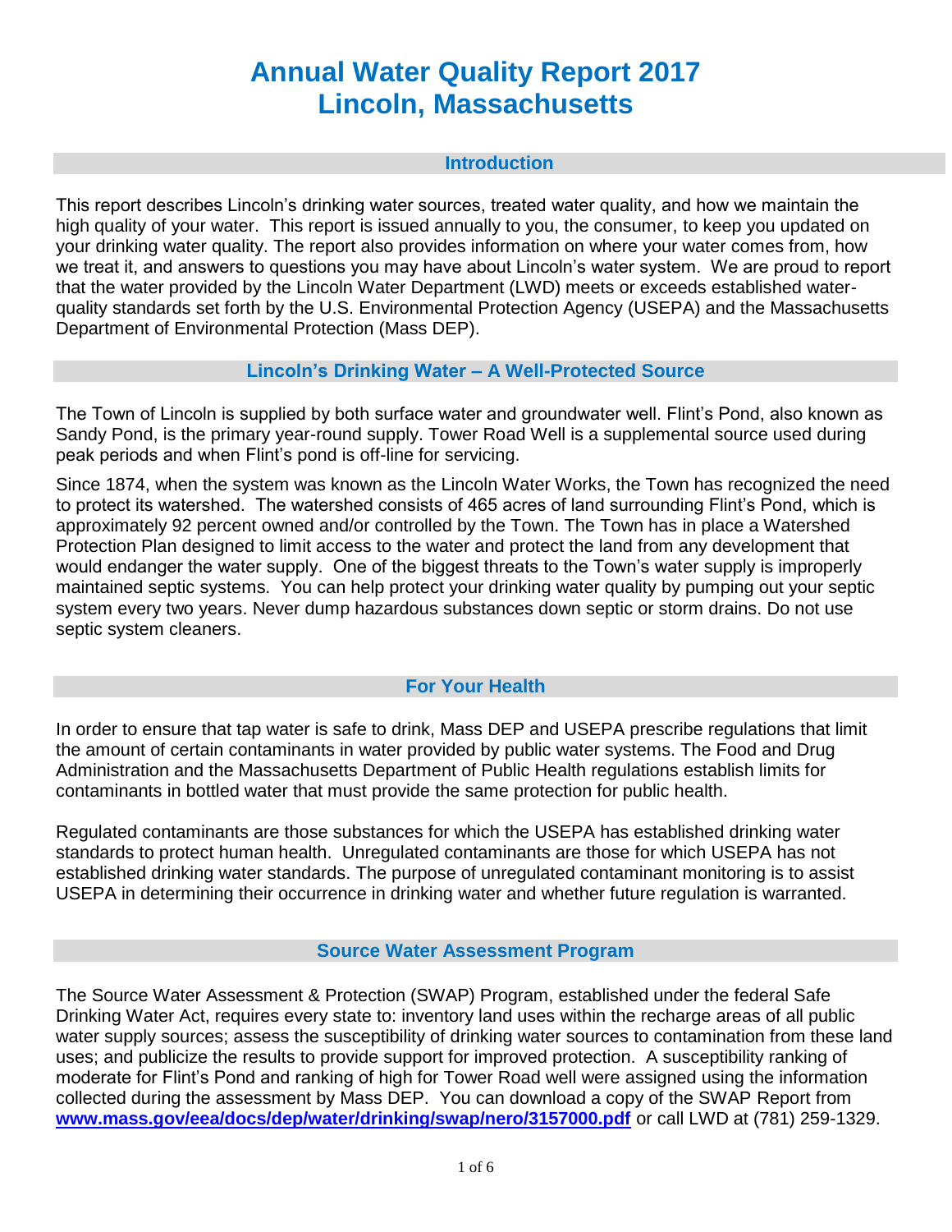# Annual Water Quality Report 2017
# Lincoln, Massachusetts

## Introduction

This report describes Lincoln's drinking water sources, treated water quality, and how we maintain the high quality of your water. This report is issued annually to you, the consumer, to keep you updated on your drinking water quality. The report also provides information on where your water comes from, how we treat it, and answers to questions you may have about Lincoln's water system. We are proud to report that the water provided by the Lincoln Water Department (LWD) meets or exceeds established water-quality standards set forth by the U.S. Environmental Protection Agency (USEPA) and the Massachusetts Department of Environmental Protection (Mass DEP).

## Lincoln's Drinking Water – A Well-Protected Source

The Town of Lincoln is supplied by both surface water and groundwater well. Flint's Pond, also known as Sandy Pond, is the primary year-round supply. Tower Road Well is a supplemental source used during peak periods and when Flint's pond is off-line for servicing.

Since 1874, when the system was known as the Lincoln Water Works, the Town has recognized the need to protect its watershed. The watershed consists of 465 acres of land surrounding Flint's Pond, which is approximately 92 percent owned and/or controlled by the Town. The Town has in place a Watershed Protection Plan designed to limit access to the water and protect the land from any development that would endanger the water supply. One of the biggest threats to the Town's water supply is improperly maintained septic systems. You can help protect your drinking water quality by pumping out your septic system every two years. Never dump hazardous substances down septic or storm drains. Do not use septic system cleaners.

## For Your Health

In order to ensure that tap water is safe to drink, Mass DEP and USEPA prescribe regulations that limit the amount of certain contaminants in water provided by public water systems. The Food and Drug Administration and the Massachusetts Department of Public Health regulations establish limits for contaminants in bottled water that must provide the same protection for public health.

Regulated contaminants are those substances for which the USEPA has established drinking water standards to protect human health. Unregulated contaminants are those for which USEPA has not established drinking water standards. The purpose of unregulated contaminant monitoring is to assist USEPA in determining their occurrence in drinking water and whether future regulation is warranted.

## Source Water Assessment Program

The Source Water Assessment & Protection (SWAP) Program, established under the federal Safe Drinking Water Act, requires every state to: inventory land uses within the recharge areas of all public water supply sources; assess the susceptibility of drinking water sources to contamination from these land uses; and publicize the results to provide support for improved protection. A susceptibility ranking of moderate for Flint's Pond and ranking of high for Tower Road well were assigned using the information collected during the assessment by Mass DEP. You can download a copy of the SWAP Report from **www.mass.gov/eea/docs/dep/water/drinking/swap/nero/3157000.pdf** or call LWD at (781) 259-1329.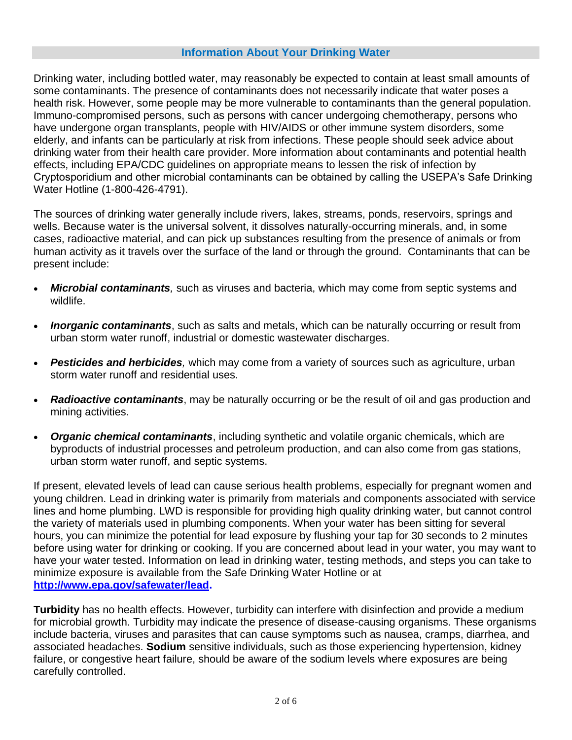## Information About Your Drinking Water

Drinking water, including bottled water, may reasonably be expected to contain at least small amounts of some contaminants. The presence of contaminants does not necessarily indicate that water poses a health risk. However, some people may be more vulnerable to contaminants than the general population. Immuno-compromised persons, such as persons with cancer undergoing chemotherapy, persons who have undergone organ transplants, people with HIV/AIDS or other immune system disorders, some elderly, and infants can be particularly at risk from infections. These people should seek advice about drinking water from their health care provider. More information about contaminants and potential health effects, including EPA/CDC guidelines on appropriate means to lessen the risk of infection by Cryptosporidium and other microbial contaminants can be obtained by calling the USEPA's Safe Drinking Water Hotline (1-800-426-4791).

The sources of drinking water generally include rivers, lakes, streams, ponds, reservoirs, springs and wells. Because water is the universal solvent, it dissolves naturally-occurring minerals, and, in some cases, radioactive material, and can pick up substances resulting from the presence of animals or from human activity as it travels over the surface of the land or through the ground. Contaminants that can be present include:

- ***Microbial contaminants**,* such as viruses and bacteria, which may come from septic systems and wildlife.
- ***Inorganic contaminants***, such as salts and metals, which can be naturally occurring or result from urban storm water runoff, industrial or domestic wastewater discharges.
- ***Pesticides and herbicides**,* which may come from a variety of sources such as agriculture, urban storm water runoff and residential uses.
- ***Radioactive contaminants***, may be naturally occurring or be the result of oil and gas production and mining activities.
- ***Organic chemical contaminants***, including synthetic and volatile organic chemicals, which are byproducts of industrial processes and petroleum production, and can also come from gas stations, urban storm water runoff, and septic systems.

If present, elevated levels of lead can cause serious health problems, especially for pregnant women and young children. Lead in drinking water is primarily from materials and components associated with service lines and home plumbing. LWD is responsible for providing high quality drinking water, but cannot control the variety of materials used in plumbing components. When your water has been sitting for several hours, you can minimize the potential for lead exposure by flushing your tap for 30 seconds to 2 minutes before using water for drinking or cooking. If you are concerned about lead in your water, you may want to have your water tested. Information on lead in drinking water, testing methods, and steps you can take to minimize exposure is available from the Safe Drinking Water Hotline or at **[http://www.epa.gov/safewater/lead](http://www.epa.gov/safewater/lead).**

**Turbidity** has no health effects. However, turbidity can interfere with disinfection and provide a medium for microbial growth. Turbidity may indicate the presence of disease-causing organisms. These organisms include bacteria, viruses and parasites that can cause symptoms such as nausea, cramps, diarrhea, and associated headaches. **Sodium** sensitive individuals, such as those experiencing hypertension, kidney failure, or congestive heart failure, should be aware of the sodium levels where exposures are being carefully controlled.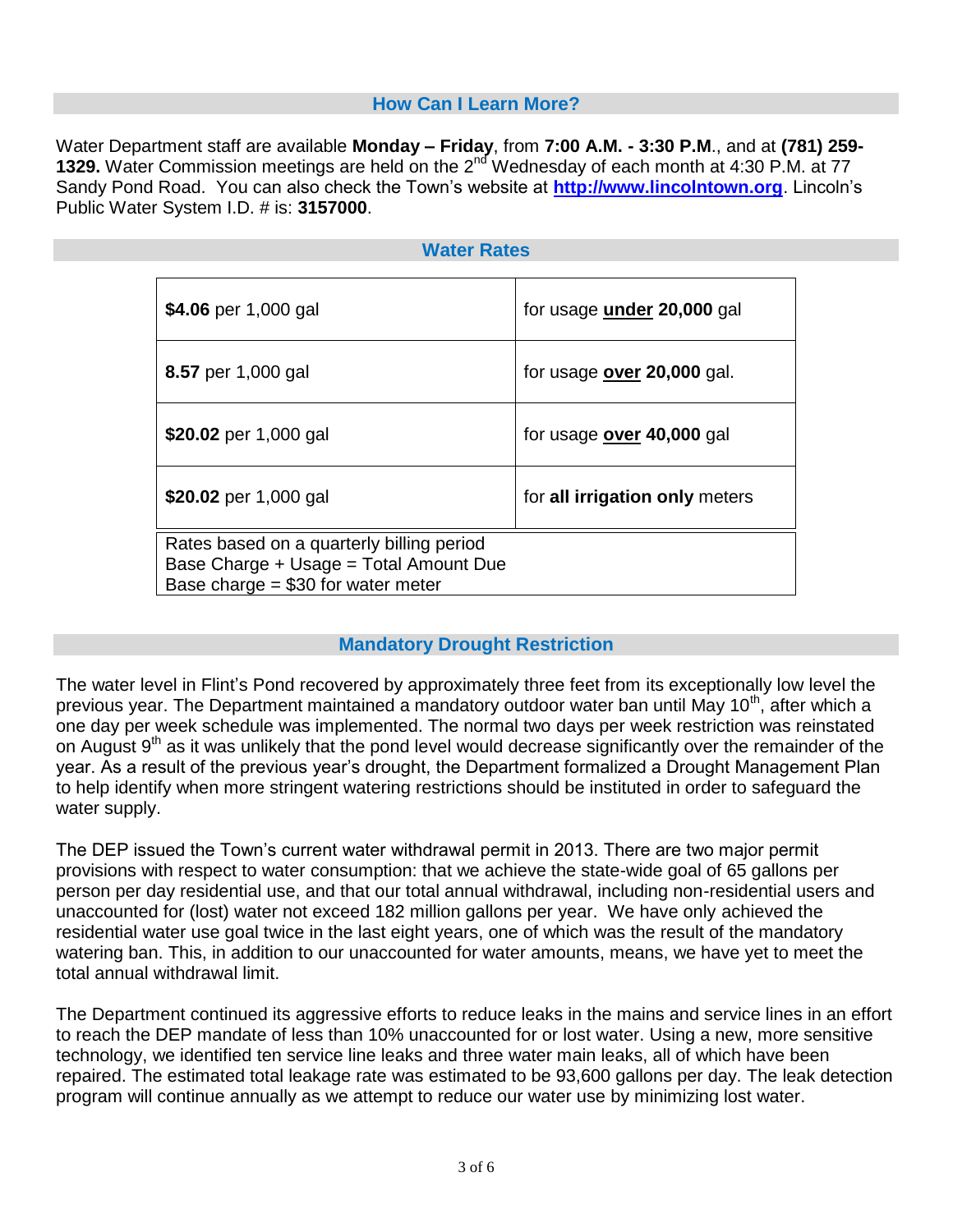## How Can I Learn More?

Water Department staff are available **Monday – Friday**, from **7:00 A.M. - 3:30 P.M.**, and at **(781) 259-1329.** Water Commission meetings are held on the 2nd Wednesday of each month at 4:30 P.M. at 77 Sandy Pond Road. You can also check the Town's website at **http://www.lincolntown.org**. Lincoln's Public Water System I.D. # is: **3157000**.

## Water Rates

| Rate | Usage |
|---|---|
| **$4.06** per 1,000 gal | for usage **under** **20,000** gal |
| **8.57** per 1,000 gal | for usage **over** **20,000** gal. |
| **$20.02** per 1,000 gal | for usage **over** **40,000** gal |
| **$20.02** per 1,000 gal | for **all irrigation only** meters |

Rates based on a quarterly billing period
Base Charge + Usage = Total Amount Due
Base charge = $30 for water meter

## Mandatory Drought Restriction

The water level in Flint's Pond recovered by approximately three feet from its exceptionally low level the previous year. The Department maintained a mandatory outdoor water ban until May 10th, after which a one day per week schedule was implemented. The normal two days per week restriction was reinstated on August 9th as it was unlikely that the pond level would decrease significantly over the remainder of the year. As a result of the previous year's drought, the Department formalized a Drought Management Plan to help identify when more stringent watering restrictions should be instituted in order to safeguard the water supply.

The DEP issued the Town's current water withdrawal permit in 2013. There are two major permit provisions with respect to water consumption: that we achieve the state-wide goal of 65 gallons per person per day residential use, and that our total annual withdrawal, including non-residential users and unaccounted for (lost) water not exceed 182 million gallons per year. We have only achieved the residential water use goal twice in the last eight years, one of which was the result of the mandatory watering ban. This, in addition to our unaccounted for water amounts, means, we have yet to meet the total annual withdrawal limit.

The Department continued its aggressive efforts to reduce leaks in the mains and service lines in an effort to reach the DEP mandate of less than 10% unaccounted for or lost water. Using a new, more sensitive technology, we identified ten service line leaks and three water main leaks, all of which have been repaired. The estimated total leakage rate was estimated to be 93,600 gallons per day. The leak detection program will continue annually as we attempt to reduce our water use by minimizing lost water.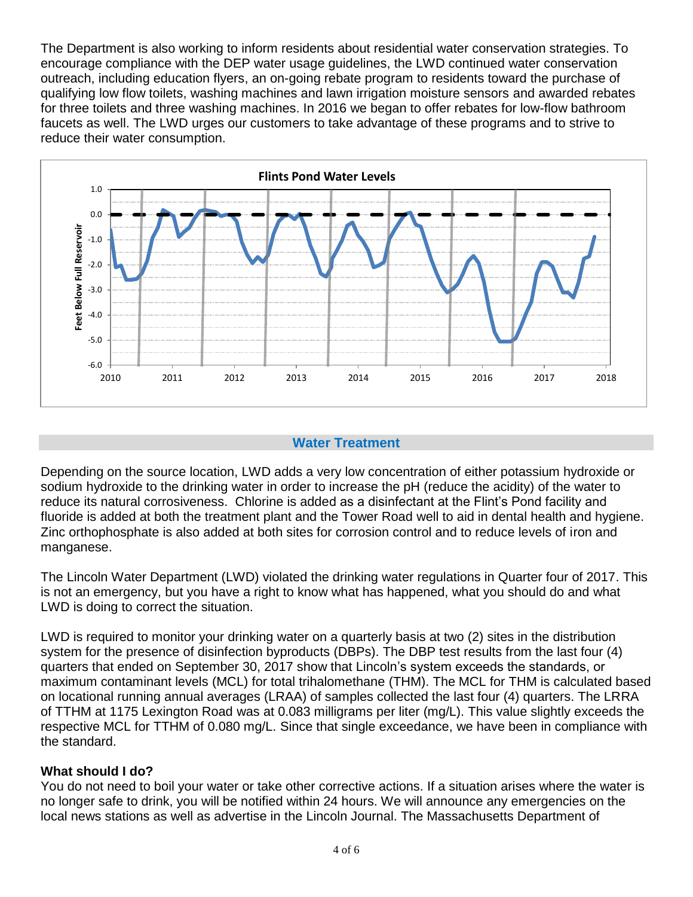The Department is also working to inform residents about residential water conservation strategies. To encourage compliance with the DEP water usage guidelines, the LWD continued water conservation outreach, including education flyers, an on-going rebate program to residents toward the purchase of qualifying low flow toilets, washing machines and lawn irrigation moisture sensors and awarded rebates for three toilets and three washing machines. In 2016 we began to offer rebates for low-flow bathroom faucets as well. The LWD urges our customers to take advantage of these programs and to strive to reduce their water consumption.

**Flints Pond Water Levels**

## Water Treatment

Depending on the source location, LWD adds a very low concentration of either potassium hydroxide or sodium hydroxide to the drinking water in order to increase the pH (reduce the acidity) of the water to reduce its natural corrosiveness. Chlorine is added as a disinfectant at the Flint's Pond facility and fluoride is added at both the treatment plant and the Tower Road well to aid in dental health and hygiene. Zinc orthophosphate is also added at both sites for corrosion control and to reduce levels of iron and manganese.

The Lincoln Water Department (LWD) violated the drinking water regulations in Quarter four of 2017. This is not an emergency, but you have a right to know what has happened, what you should do and what LWD is doing to correct the situation.

LWD is required to monitor your drinking water on a quarterly basis at two (2) sites in the distribution system for the presence of disinfection byproducts (DBPs). The DBP test results from the last four (4) quarters that ended on September 30, 2017 show that Lincoln's system exceeds the standards, or maximum contaminant levels (MCL) for total trihalomethane (THM). The MCL for THM is calculated based on locational running annual averages (LRAA) of samples collected the last four (4) quarters. The LRRA of TTHM at 1175 Lexington Road was at 0.083 milligrams per liter (mg/L). This value slightly exceeds the respective MCL for TTHM of 0.080 mg/L. Since that single exceedance, we have been in compliance with the standard.

**What should I do?**

You do not need to boil your water or take other corrective actions. If a situation arises where the water is no longer safe to drink, you will be notified within 24 hours. We will announce any emergencies on the local news stations as well as advertise in the Lincoln Journal. The Massachusetts Department of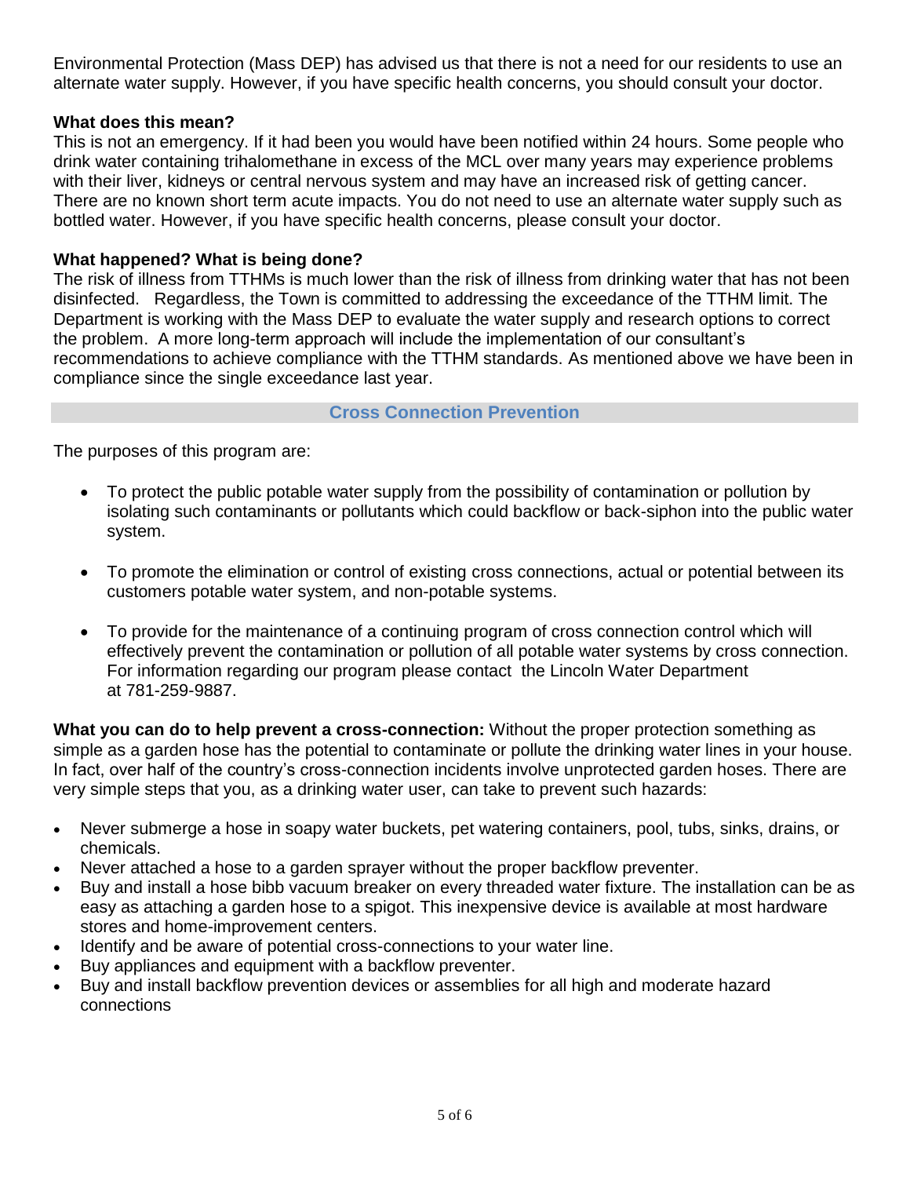Environmental Protection (Mass DEP) has advised us that there is not a need for our residents to use an alternate water supply. However, if you have specific health concerns, you should consult your doctor.

**What does this mean?**

This is not an emergency. If it had been you would have been notified within 24 hours. Some people who drink water containing trihalomethane in excess of the MCL over many years may experience problems with their liver, kidneys or central nervous system and may have an increased risk of getting cancer. There are no known short term acute impacts. You do not need to use an alternate water supply such as bottled water. However, if you have specific health concerns, please consult your doctor.

**What happened? What is being done?**

The risk of illness from TTHMs is much lower than the risk of illness from drinking water that has not been disinfected. Regardless, the Town is committed to addressing the exceedance of the TTHM limit. The Department is working with the Mass DEP to evaluate the water supply and research options to correct the problem. A more long-term approach will include the implementation of our consultant's recommendations to achieve compliance with the TTHM standards. As mentioned above we have been in compliance since the single exceedance last year.

## Cross Connection Prevention

The purposes of this program are:

- To protect the public potable water supply from the possibility of contamination or pollution by isolating such contaminants or pollutants which could backflow or back-siphon into the public water system.
- To promote the elimination or control of existing cross connections, actual or potential between its customers potable water system, and non-potable systems.
- To provide for the maintenance of a continuing program of cross connection control which will effectively prevent the contamination or pollution of all potable water systems by cross connection. For information regarding our program please contact the Lincoln Water Department at 781-259-9887.

**What you can do to help prevent a cross-connection:** Without the proper protection something as simple as a garden hose has the potential to contaminate or pollute the drinking water lines in your house. In fact, over half of the country's cross-connection incidents involve unprotected garden hoses. There are very simple steps that you, as a drinking water user, can take to prevent such hazards:

- Never submerge a hose in soapy water buckets, pet watering containers, pool, tubs, sinks, drains, or chemicals.
- Never attached a hose to a garden sprayer without the proper backflow preventer.
- Buy and install a hose bibb vacuum breaker on every threaded water fixture. The installation can be as easy as attaching a garden hose to a spigot. This inexpensive device is available at most hardware stores and home-improvement centers.
- Identify and be aware of potential cross-connections to your water line.
- Buy appliances and equipment with a backflow preventer.
- Buy and install backflow prevention devices or assemblies for all high and moderate hazard connections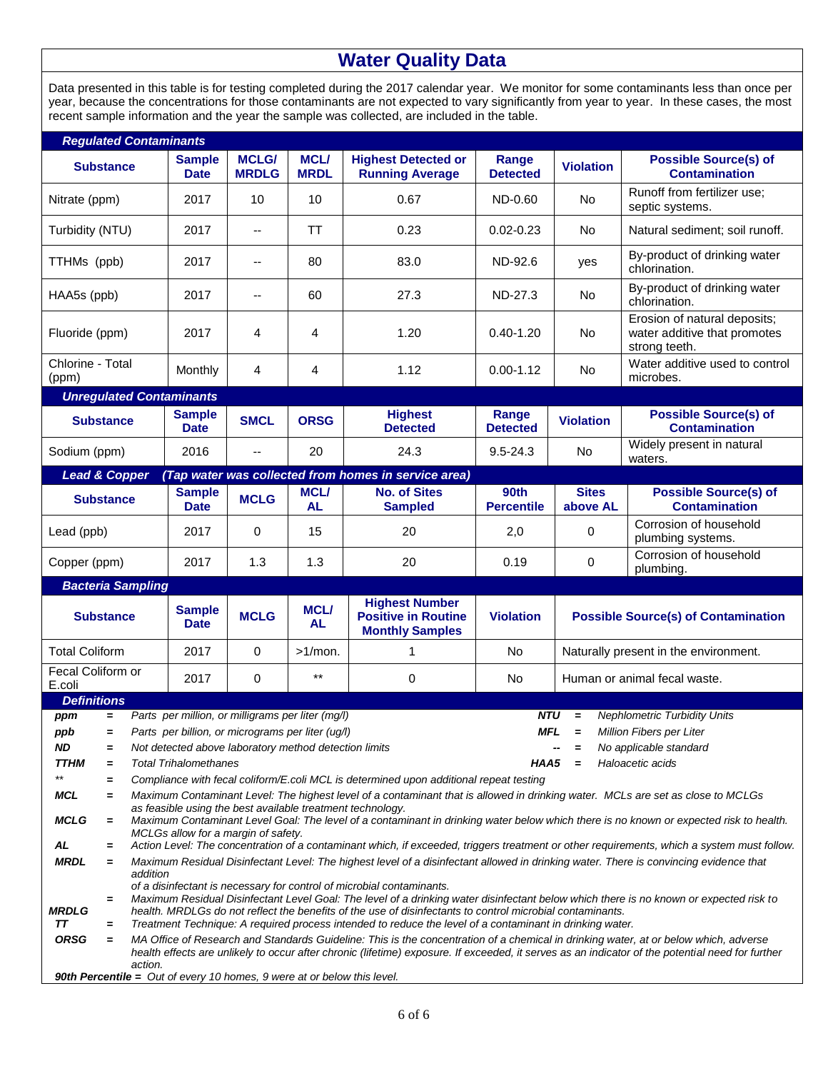# Water Quality Data

Data presented in this table is for testing completed during the 2017 calendar year. We monitor for some contaminants less than once per year, because the concentrations for those contaminants are not expected to vary significantly from year to year. In these cases, the most recent sample information and the year the sample was collected, are included in the table.

**Regulated Contaminants**

| Substance | Sample Date | MCLG/ MRDLG | MCL/ MRDL | Highest Detected or Running Average | Range Detected | Violation | Possible Source(s) of Contamination |
|---|---|---|---|---|---|---|---|
| Nitrate (ppm) | 2017 | 10 | 10 | 0.67 | ND-0.60 | No | Runoff from fertilizer use; septic systems. |
| Turbidity (NTU) | 2017 | -- | TT | 0.23 | 0.02-0.23 | No | Natural sediment; soil runoff. |
| TTHMs (ppb) | 2017 | -- | 80 | 83.0 | ND-92.6 | yes | By-product of drinking water chlorination. |
| HAA5s (ppb) | 2017 | -- | 60 | 27.3 | ND-27.3 | No | By-product of drinking water chlorination. |
| Fluoride (ppm) | 2017 | 4 | 4 | 1.20 | 0.40-1.20 | No | Erosion of natural deposits; water additive that promotes strong teeth. |
| Chlorine - Total (ppm) | Monthly | 4 | 4 | 1.12 | 0.00-1.12 | No | Water additive used to control microbes. |

**Unregulated Contaminants**

| Substance | Sample Date | SMCL | ORSG | Highest Detected | Range Detected | Violation | Possible Source(s) of Contamination |
|---|---|---|---|---|---|---|---|
| Sodium (ppm) | 2016 | -- | 20 | 24.3 | 9.5-24.3 | No | Widely present in natural waters. |

**Lead & Copper** *(Tap water was collected from homes in service area)*

| Substance | Sample Date | MCLG | MCL/ AL | No. of Sites Sampled | 90th Percentile | Sites above AL | Possible Source(s) of Contamination |
|---|---|---|---|---|---|---|---|
| Lead (ppb) | 2017 | 0 | 15 | 20 | 2,0 | 0 | Corrosion of household plumbing systems. |
| Copper (ppm) | 2017 | 1.3 | 1.3 | 20 | 0.19 | 0 | Corrosion of household plumbing. |

**Bacteria Sampling**

| Substance | Sample Date | MCLG | MCL/ AL | Highest Number Positive in Routine Monthly Samples | Violation | Possible Source(s) of Contamination |
|---|---|---|---|---|---|---|
| Total Coliform | 2017 | 0 | >1/mon. | 1 | No | Naturally present in the environment. |
| Fecal Coliform or E.coli | 2017 | 0 | ** | 0 | No | Human or animal fecal waste. |

**Definitions**

- ***ppm*** = *Parts per million, or milligrams per liter (mg/l)*
- ***ppb*** = *Parts per billion, or micrograms per liter (ug/l)*
- ***ND*** = *Not detected above laboratory method detection limits*
- ***TTHM*** = *Total Trihalomethanes*
- ***NTU*** = *Nephlometric Turbidity Units*
- ***MFL*** = *Million Fibers per Liter*
- ***--*** = *No applicable standard*
- ***HAA5*** = *Haloacetic acids*
- ***\*\**** = *Compliance with fecal coliform/E.coli MCL is determined upon additional repeat testing*
- ***MCL*** = *Maximum Contaminant Level: The highest level of a contaminant that is allowed in drinking water. MCLs are set as close to MCLGs as feasible using the best available treatment technology.*
- ***MCLG*** = *Maximum Contaminant Level Goal: The level of a contaminant in drinking water below which there is no known or expected risk to health. MCLGs allow for a margin of safety.*
- ***AL*** = *Action Level: The concentration of a contaminant which, if exceeded, triggers treatment or other requirements, which a system must follow.*
- ***MRDL*** = *Maximum Residual Disinfectant Level: The highest level of a disinfectant allowed in drinking water. There is convincing evidence that addition of a disinfectant is necessary for control of microbial contaminants.*
- ***MRDLG*** = *Maximum Residual Disinfectant Level Goal: The level of a drinking water disinfectant below which there is no known or expected risk to health. MRDLGs do not reflect the benefits of the use of disinfectants to control microbial contaminants.*
- ***TT*** = *Treatment Technique: A required process intended to reduce the level of a contaminant in drinking water.*
- ***ORSG*** = *MA Office of Research and Standards Guideline: This is the concentration of a chemical in drinking water, at or below which, adverse health effects are unlikely to occur after chronic (lifetime) exposure. If exceeded, it serves as an indicator of the potential need for further action.*

***90th Percentile =*** *Out of every 10 homes, 9 were at or below this level.*